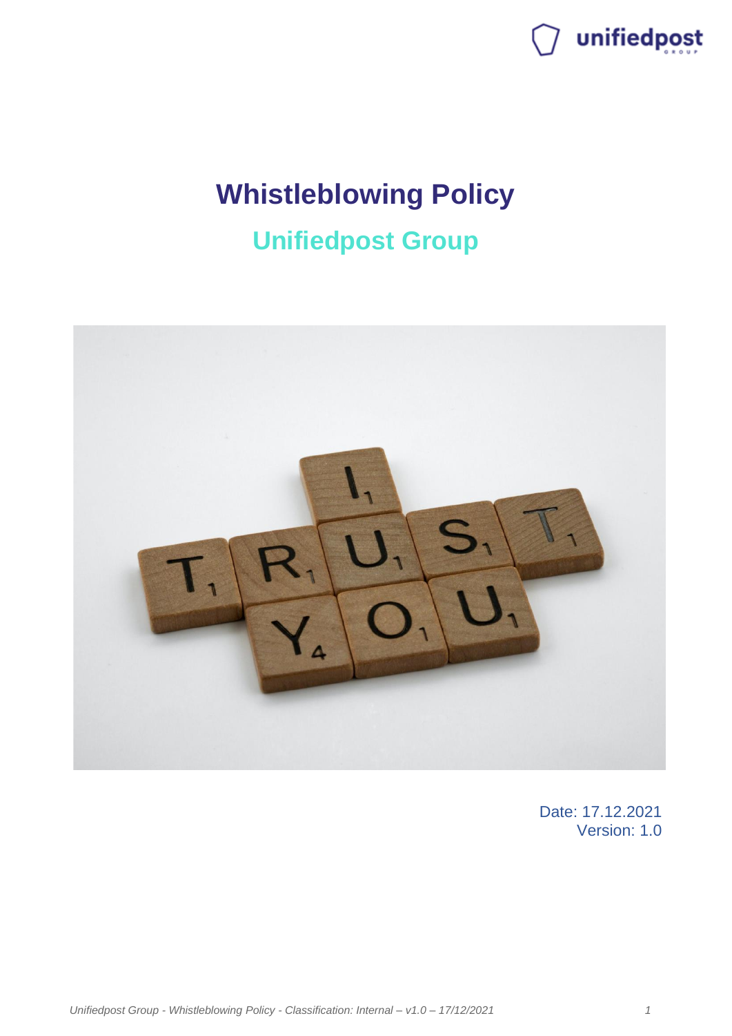# Whistleblowing Policy

## Unifiedpost Group

Date: 17.12.2021
Version: 1.0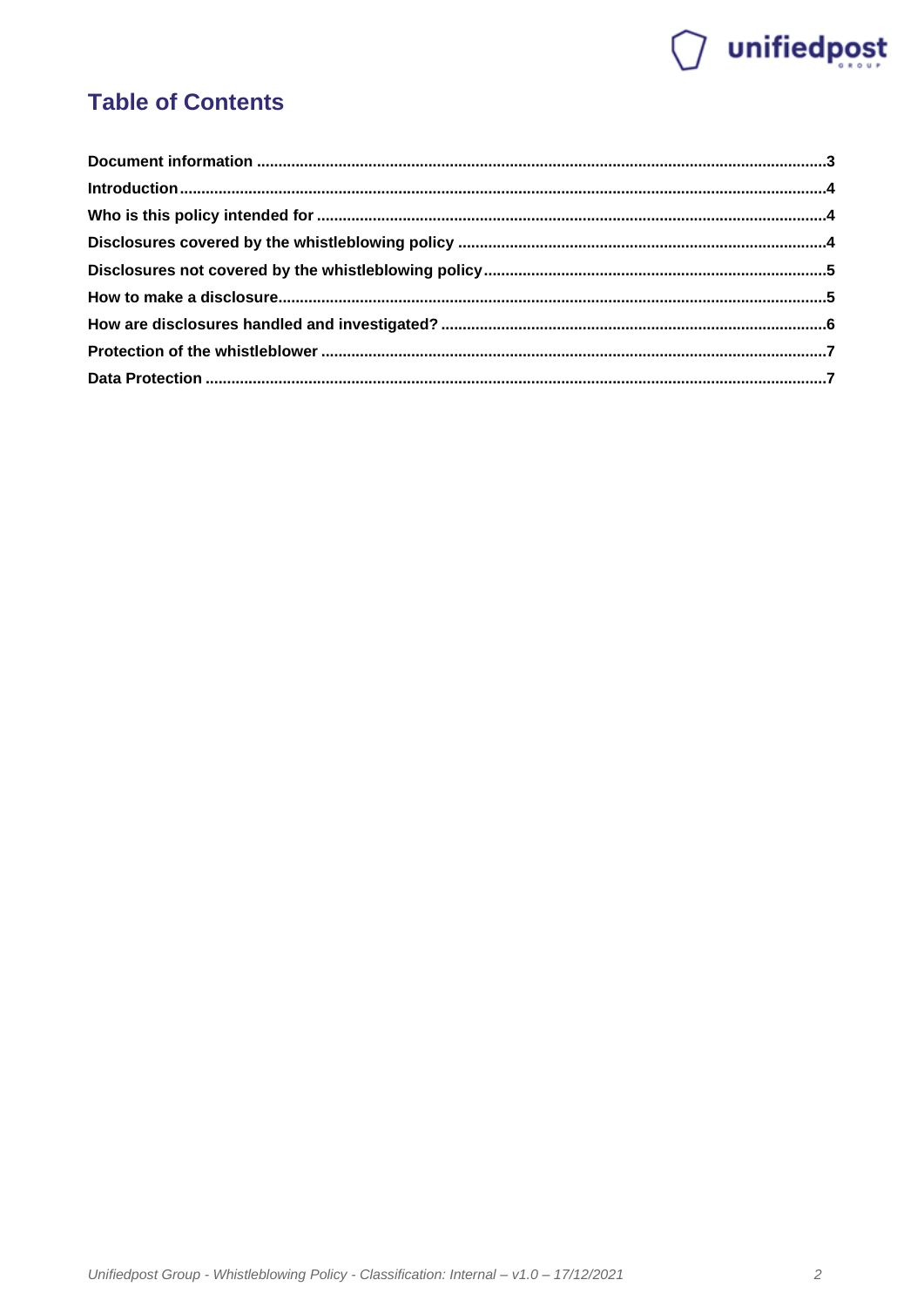# Table of Contents

**Document information** ......................................................................................................3

**Introduction** ........................................................................................................................4

**Who is this policy intended for** ..........................................................................................4

**Disclosures covered by the whistleblowing policy** ..........................................................4

**Disclosures not covered by the whistleblowing policy** ...................................................5

**How to make a disclosure** ...................................................................................................5

**How are disclosures handled and investigated?** .............................................................6

**Protection of the whistleblower** ..........................................................................................7

**Data Protection** ....................................................................................................................7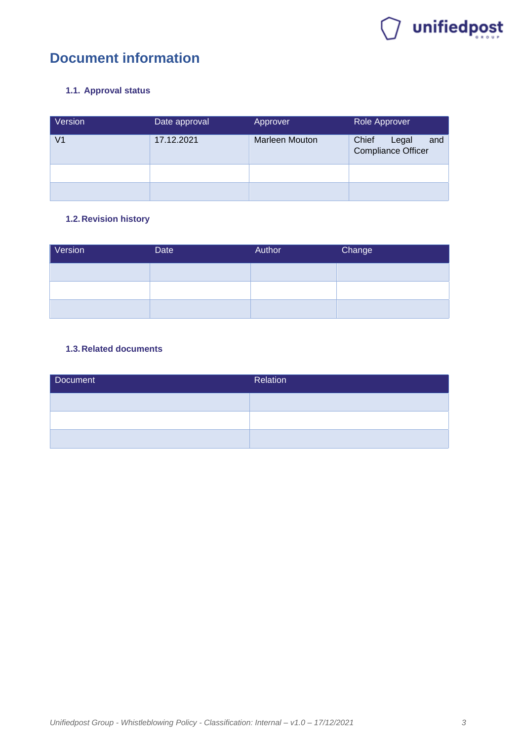# Document information

### 1.1. Approval status

| Version | Date approval | Approver | Role Approver |
|---|---|---|---|
| V1 | 17.12.2021 | Marleen Mouton | Chief Legal and Compliance Officer |
| | | | |
| | | | |

### 1.2. Revision history

| Version | Date | Author | Change |
|---|---|---|---|
| | | | |
| | | | |
| | | | |

### 1.3. Related documents

| Document | Relation |
|---|---|
| | |
| | |
| | |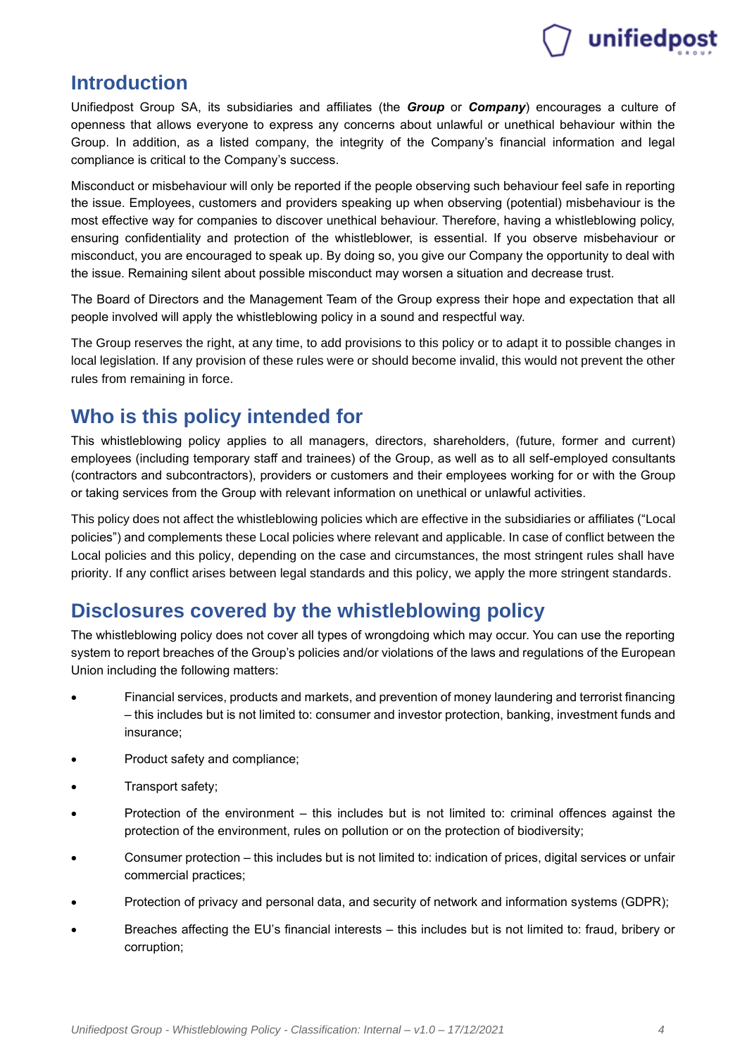## Introduction

Unifiedpost Group SA, its subsidiaries and affiliates (the ***Group*** or ***Company***) encourages a culture of openness that allows everyone to express any concerns about unlawful or unethical behaviour within the Group. In addition, as a listed company, the integrity of the Company's financial information and legal compliance is critical to the Company's success.

Misconduct or misbehaviour will only be reported if the people observing such behaviour feel safe in reporting the issue. Employees, customers and providers speaking up when observing (potential) misbehaviour is the most effective way for companies to discover unethical behaviour. Therefore, having a whistleblowing policy, ensuring confidentiality and protection of the whistleblower, is essential. If you observe misbehaviour or misconduct, you are encouraged to speak up. By doing so, you give our Company the opportunity to deal with the issue. Remaining silent about possible misconduct may worsen a situation and decrease trust.

The Board of Directors and the Management Team of the Group express their hope and expectation that all people involved will apply the whistleblowing policy in a sound and respectful way.

The Group reserves the right, at any time, to add provisions to this policy or to adapt it to possible changes in local legislation. If any provision of these rules were or should become invalid, this would not prevent the other rules from remaining in force.

## Who is this policy intended for

This whistleblowing policy applies to all managers, directors, shareholders, (future, former and current) employees (including temporary staff and trainees) of the Group, as well as to all self-employed consultants (contractors and subcontractors), providers or customers and their employees working for or with the Group or taking services from the Group with relevant information on unethical or unlawful activities.

This policy does not affect the whistleblowing policies which are effective in the subsidiaries or affiliates ("Local policies") and complements these Local policies where relevant and applicable. In case of conflict between the Local policies and this policy, depending on the case and circumstances, the most stringent rules shall have priority. If any conflict arises between legal standards and this policy, we apply the more stringent standards.

## Disclosures covered by the whistleblowing policy

The whistleblowing policy does not cover all types of wrongdoing which may occur. You can use the reporting system to report breaches of the Group's policies and/or violations of the laws and regulations of the European Union including the following matters:

- Financial services, products and markets, and prevention of money laundering and terrorist financing – this includes but is not limited to: consumer and investor protection, banking, investment funds and insurance;
- Product safety and compliance;
- Transport safety;
- Protection of the environment – this includes but is not limited to: criminal offences against the protection of the environment, rules on pollution or on the protection of biodiversity;
- Consumer protection – this includes but is not limited to: indication of prices, digital services or unfair commercial practices;
- Protection of privacy and personal data, and security of network and information systems (GDPR);
- Breaches affecting the EU's financial interests – this includes but is not limited to: fraud, bribery or corruption;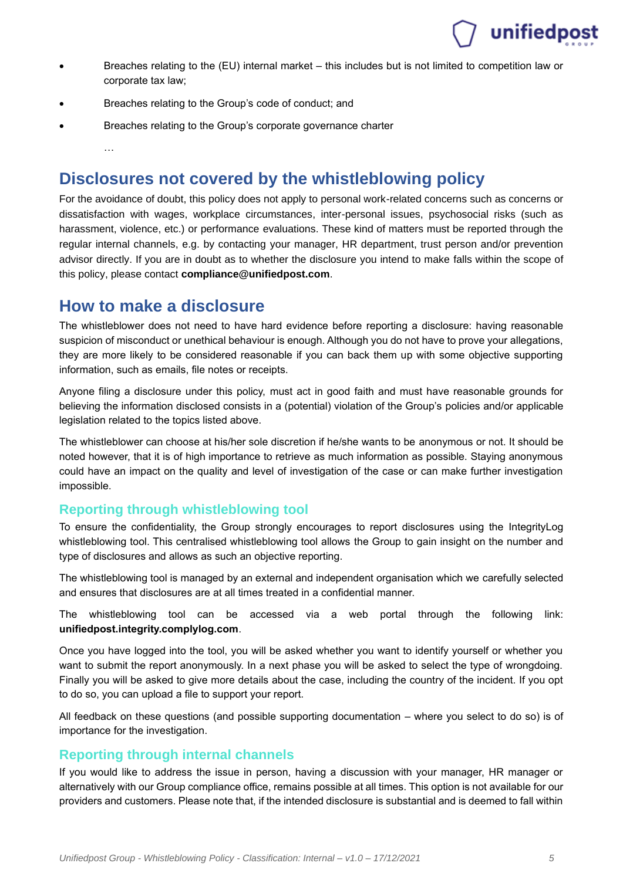- Breaches relating to the (EU) internal market – this includes but is not limited to competition law or corporate tax law;
- Breaches relating to the Group's code of conduct; and
- Breaches relating to the Group's corporate governance charter

  …

## Disclosures not covered by the whistleblowing policy

For the avoidance of doubt, this policy does not apply to personal work-related concerns such as concerns or dissatisfaction with wages, workplace circumstances, inter-personal issues, psychosocial risks (such as harassment, violence, etc.) or performance evaluations. These kind of matters must be reported through the regular internal channels, e.g. by contacting your manager, HR department, trust person and/or prevention advisor directly. If you are in doubt as to whether the disclosure you intend to make falls within the scope of this policy, please contact **compliance@unifiedpost.com**.

## How to make a disclosure

The whistleblower does not need to have hard evidence before reporting a disclosure: having reasonable suspicion of misconduct or unethical behaviour is enough. Although you do not have to prove your allegations, they are more likely to be considered reasonable if you can back them up with some objective supporting information, such as emails, file notes or receipts.

Anyone filing a disclosure under this policy, must act in good faith and must have reasonable grounds for believing the information disclosed consists in a (potential) violation of the Group's policies and/or applicable legislation related to the topics listed above.

The whistleblower can choose at his/her sole discretion if he/she wants to be anonymous or not. It should be noted however, that it is of high importance to retrieve as much information as possible. Staying anonymous could have an impact on the quality and level of investigation of the case or can make further investigation impossible.

### Reporting through whistleblowing tool

To ensure the confidentiality, the Group strongly encourages to report disclosures using the IntegrityLog whistleblowing tool. This centralised whistleblowing tool allows the Group to gain insight on the number and type of disclosures and allows as such an objective reporting.

The whistleblowing tool is managed by an external and independent organisation which we carefully selected and ensures that disclosures are at all times treated in a confidential manner.

The whistleblowing tool can be accessed via a web portal through the following link: **unifiedpost.integrity.complylog.com**.

Once you have logged into the tool, you will be asked whether you want to identify yourself or whether you want to submit the report anonymously. In a next phase you will be asked to select the type of wrongdoing. Finally you will be asked to give more details about the case, including the country of the incident. If you opt to do so, you can upload a file to support your report.

All feedback on these questions (and possible supporting documentation – where you select to do so) is of importance for the investigation.

### Reporting through internal channels

If you would like to address the issue in person, having a discussion with your manager, HR manager or alternatively with our Group compliance office, remains possible at all times. This option is not available for our providers and customers. Please note that, if the intended disclosure is substantial and is deemed to fall within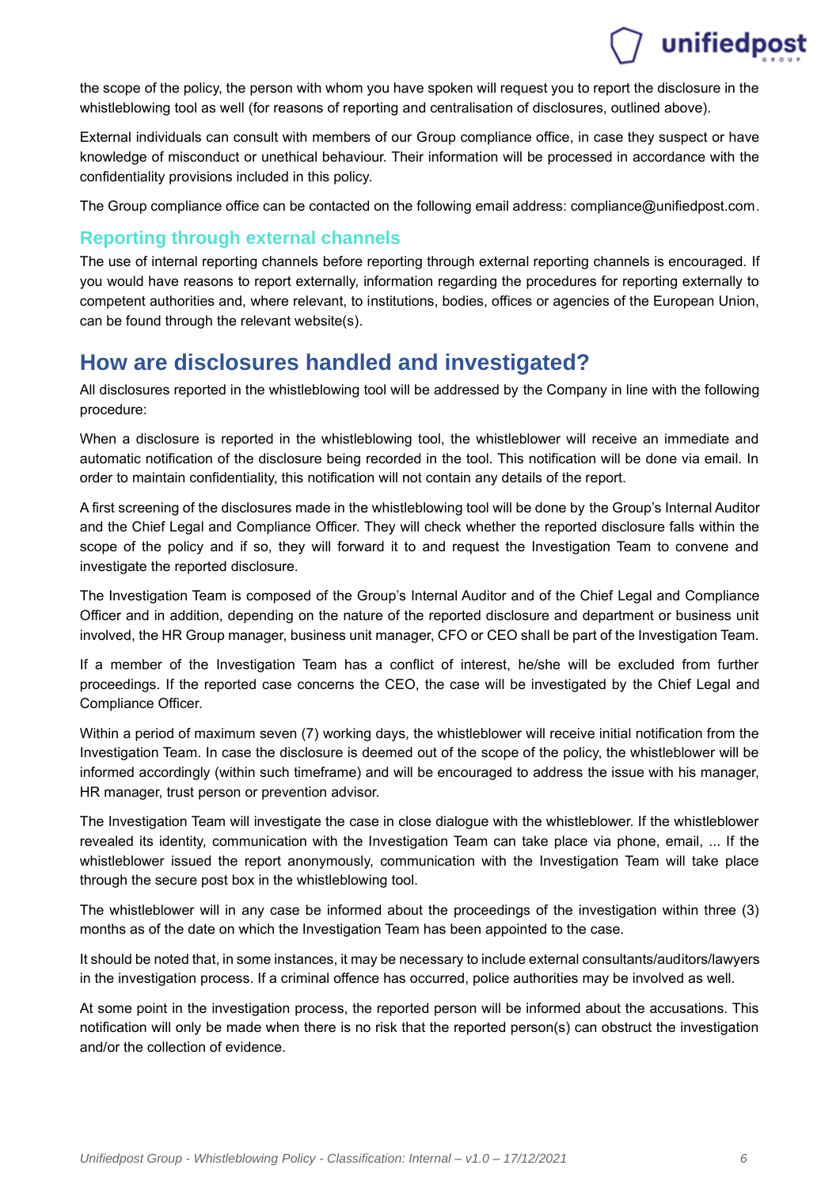the scope of the policy, the person with whom you have spoken will request you to report the disclosure in the whistleblowing tool as well (for reasons of reporting and centralisation of disclosures, outlined above).

External individuals can consult with members of our Group compliance office, in case they suspect or have knowledge of misconduct or unethical behaviour. Their information will be processed in accordance with the confidentiality provisions included in this policy.

The Group compliance office can be contacted on the following email address: compliance@unifiedpost.com.

### Reporting through external channels

The use of internal reporting channels before reporting through external reporting channels is encouraged. If you would have reasons to report externally, information regarding the procedures for reporting externally to competent authorities and, where relevant, to institutions, bodies, offices or agencies of the European Union, can be found through the relevant website(s).

## How are disclosures handled and investigated?

All disclosures reported in the whistleblowing tool will be addressed by the Company in line with the following procedure:

When a disclosure is reported in the whistleblowing tool, the whistleblower will receive an immediate and automatic notification of the disclosure being recorded in the tool. This notification will be done via email. In order to maintain confidentiality, this notification will not contain any details of the report.

A first screening of the disclosures made in the whistleblowing tool will be done by the Group's Internal Auditor and the Chief Legal and Compliance Officer. They will check whether the reported disclosure falls within the scope of the policy and if so, they will forward it to and request the Investigation Team to convene and investigate the reported disclosure.

The Investigation Team is composed of the Group's Internal Auditor and of the Chief Legal and Compliance Officer and in addition, depending on the nature of the reported disclosure and department or business unit involved, the HR Group manager, business unit manager, CFO or CEO shall be part of the Investigation Team.

If a member of the Investigation Team has a conflict of interest, he/she will be excluded from further proceedings. If the reported case concerns the CEO, the case will be investigated by the Chief Legal and Compliance Officer.

Within a period of maximum seven (7) working days, the whistleblower will receive initial notification from the Investigation Team. In case the disclosure is deemed out of the scope of the policy, the whistleblower will be informed accordingly (within such timeframe) and will be encouraged to address the issue with his manager, HR manager, trust person or prevention advisor.

The Investigation Team will investigate the case in close dialogue with the whistleblower. If the whistleblower revealed its identity, communication with the Investigation Team can take place via phone, email, ... If the whistleblower issued the report anonymously, communication with the Investigation Team will take place through the secure post box in the whistleblowing tool.

The whistleblower will in any case be informed about the proceedings of the investigation within three (3) months as of the date on which the Investigation Team has been appointed to the case.

It should be noted that, in some instances, it may be necessary to include external consultants/auditors/lawyers in the investigation process. If a criminal offence has occurred, police authorities may be involved as well.

At some point in the investigation process, the reported person will be informed about the accusations. This notification will only be made when there is no risk that the reported person(s) can obstruct the investigation and/or the collection of evidence.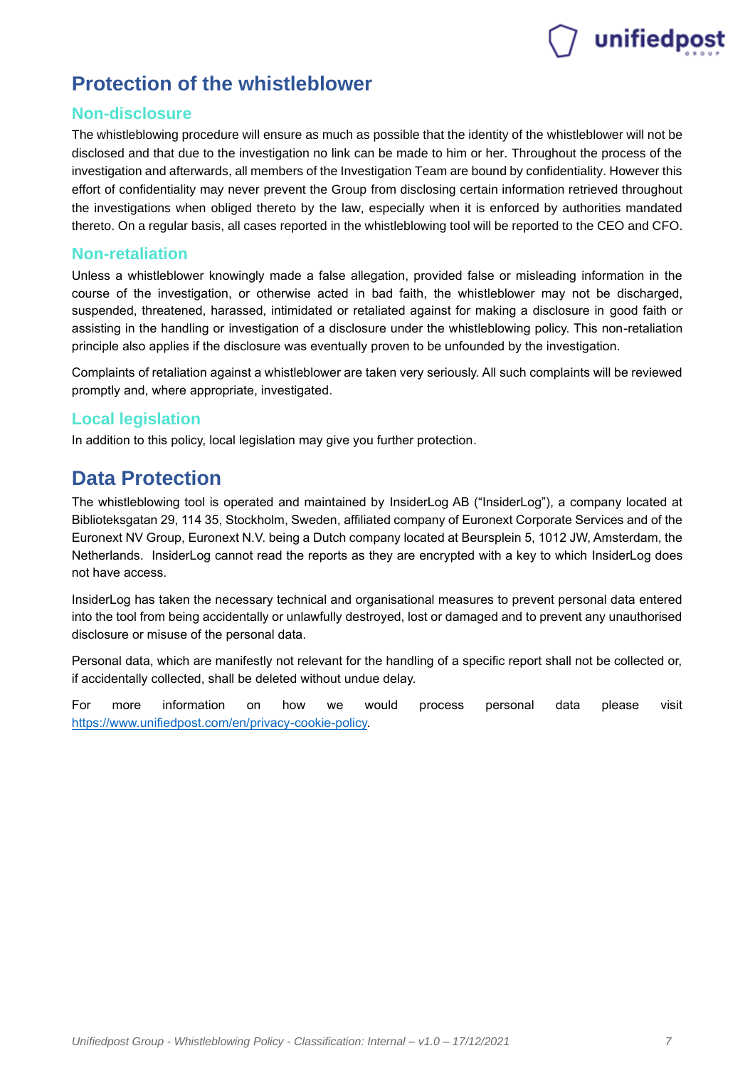# Protection of the whistleblower

## Non-disclosure

The whistleblowing procedure will ensure as much as possible that the identity of the whistleblower will not be disclosed and that due to the investigation no link can be made to him or her. Throughout the process of the investigation and afterwards, all members of the Investigation Team are bound by confidentiality. However this effort of confidentiality may never prevent the Group from disclosing certain information retrieved throughout the investigations when obliged thereto by the law, especially when it is enforced by authorities mandated thereto. On a regular basis, all cases reported in the whistleblowing tool will be reported to the CEO and CFO.

## Non-retaliation

Unless a whistleblower knowingly made a false allegation, provided false or misleading information in the course of the investigation, or otherwise acted in bad faith, the whistleblower may not be discharged, suspended, threatened, harassed, intimidated or retaliated against for making a disclosure in good faith or assisting in the handling or investigation of a disclosure under the whistleblowing policy. This non-retaliation principle also applies if the disclosure was eventually proven to be unfounded by the investigation.

Complaints of retaliation against a whistleblower are taken very seriously. All such complaints will be reviewed promptly and, where appropriate, investigated.

## Local legislation

In addition to this policy, local legislation may give you further protection.

# Data Protection

The whistleblowing tool is operated and maintained by InsiderLog AB ("InsiderLog"), a company located at Biblioteksgatan 29, 114 35, Stockholm, Sweden, affiliated company of Euronext Corporate Services and of the Euronext NV Group, Euronext N.V. being a Dutch company located at Beursplein 5, 1012 JW, Amsterdam, the Netherlands. InsiderLog cannot read the reports as they are encrypted with a key to which InsiderLog does not have access.

InsiderLog has taken the necessary technical and organisational measures to prevent personal data entered into the tool from being accidentally or unlawfully destroyed, lost or damaged and to prevent any unauthorised disclosure or misuse of the personal data.

Personal data, which are manifestly not relevant for the handling of a specific report shall not be collected or, if accidentally collected, shall be deleted without undue delay.

For more information on how we would process personal data please visit https://www.unifiedpost.com/en/privacy-cookie-policy.